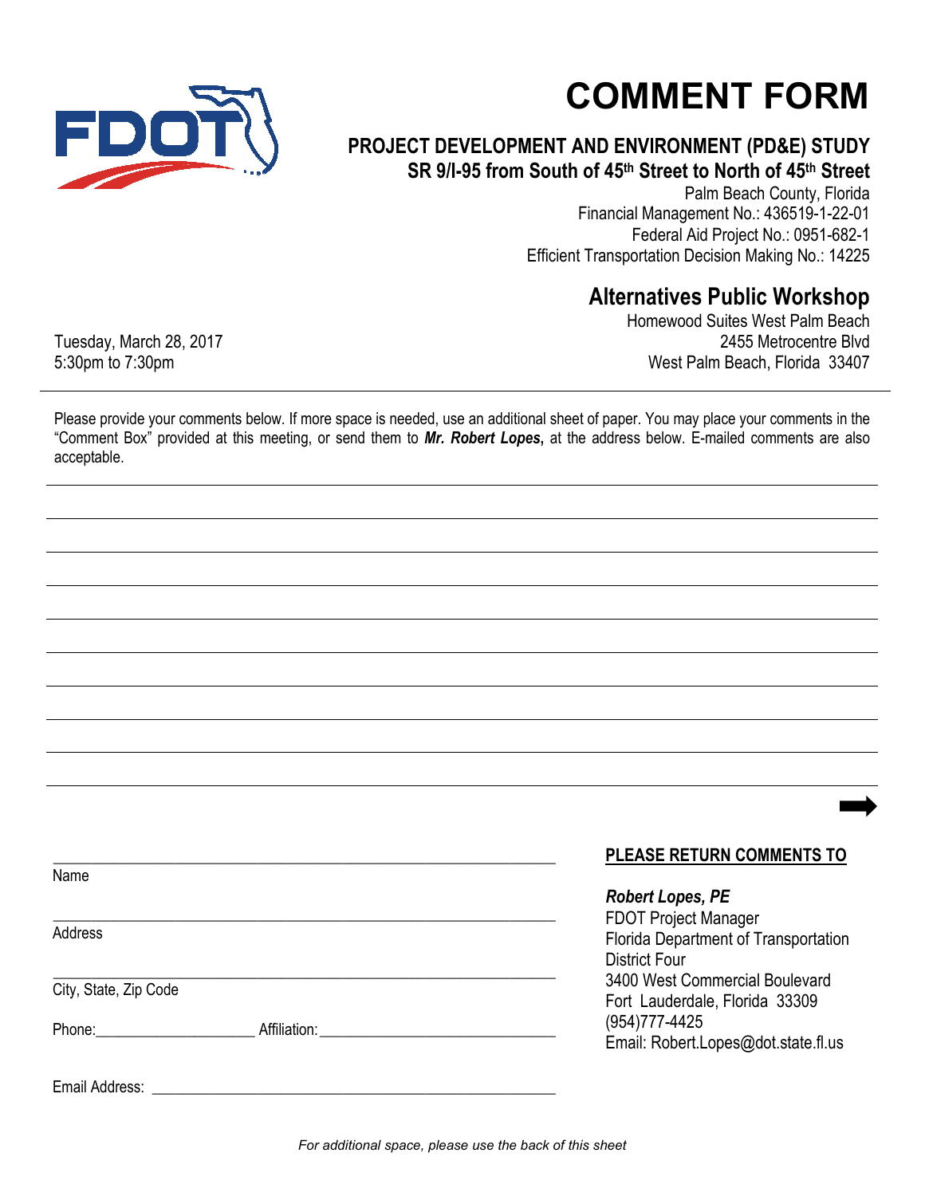# COMMENT FORM

## PROJECT DEVELOPMENT AND ENVIRONMENT (PD&E) STUDY

### SR 9/I-95 from South of 45th Street to North of 45th Street

Palm Beach County, Florida
Financial Management No.: 436519-1-22-01
Federal Aid Project No.: 0951-682-1
Efficient Transportation Decision Making No.: 14225

## Alternatives Public Workshop

Tuesday, March 28, 2017
5:30pm to 7:30pm

Homewood Suites West Palm Beach
2455 Metrocentre Blvd
West Palm Beach, Florida 33407

---

Please provide your comments below. If more space is needed, use an additional sheet of paper. You may place your comments in the "Comment Box" provided at this meeting, or send them to ***Mr. Robert Lopes***, at the address below. E-mailed comments are also acceptable.

\_\_\_\_\_\_\_\_\_\_\_\_\_\_\_\_\_\_\_\_\_\_\_\_\_\_\_\_\_\_\_\_\_\_\_\_\_\_\_\_\_\_\_\_\_\_\_\_\_\_\_\_\_\_\_\_\_\_\_\_

\_\_\_\_\_\_\_\_\_\_\_\_\_\_\_\_\_\_\_\_\_\_\_\_\_\_\_\_\_\_\_\_\_\_\_\_\_\_\_\_\_\_\_\_\_\_\_\_\_\_\_\_\_\_\_\_\_\_\_\_

\_\_\_\_\_\_\_\_\_\_\_\_\_\_\_\_\_\_\_\_\_\_\_\_\_\_\_\_\_\_\_\_\_\_\_\_\_\_\_\_\_\_\_\_\_\_\_\_\_\_\_\_\_\_\_\_\_\_\_\_

\_\_\_\_\_\_\_\_\_\_\_\_\_\_\_\_\_\_\_\_\_\_\_\_\_\_\_\_\_\_\_\_\_\_\_\_\_\_\_\_\_\_\_\_\_\_\_\_\_\_\_\_\_\_\_\_\_\_\_\_

\_\_\_\_\_\_\_\_\_\_\_\_\_\_\_\_\_\_\_\_\_\_\_\_\_\_\_\_\_\_\_\_\_\_\_\_\_\_\_\_\_\_\_\_\_\_\_\_\_\_\_\_\_\_\_\_\_\_\_\_

\_\_\_\_\_\_\_\_\_\_\_\_\_\_\_\_\_\_\_\_\_\_\_\_\_\_\_\_\_\_\_\_\_\_\_\_\_\_\_\_\_\_\_\_\_\_\_\_\_\_\_\_\_\_\_\_\_\_\_\_

\_\_\_\_\_\_\_\_\_\_\_\_\_\_\_\_\_\_\_\_\_\_\_\_\_\_\_\_\_\_\_\_\_\_\_\_\_\_\_\_\_\_\_\_\_\_\_\_\_\_\_\_\_\_\_\_\_\_\_\_

\_\_\_\_\_\_\_\_\_\_\_\_\_\_\_\_\_\_\_\_\_\_\_\_\_\_\_\_\_\_\_\_\_\_\_\_\_\_\_\_\_\_\_\_\_\_\_\_\_\_\_\_\_\_\_\_\_\_\_\_

\_\_\_\_\_\_\_\_\_\_\_\_\_\_\_\_\_\_\_\_\_\_\_\_\_\_\_\_\_\_\_\_\_\_\_\_\_\_\_\_\_\_\_\_\_\_\_\_\_\_\_\_\_\_\_\_\_\_\_\_

➡

\_\_\_\_\_\_\_\_\_\_\_\_\_\_\_\_\_\_\_\_\_\_\_\_\_\_\_\_\_\_\_\_\_\_\_\_\_\_\_\_
Name

\_\_\_\_\_\_\_\_\_\_\_\_\_\_\_\_\_\_\_\_\_\_\_\_\_\_\_\_\_\_\_\_\_\_\_\_\_\_\_\_
Address

\_\_\_\_\_\_\_\_\_\_\_\_\_\_\_\_\_\_\_\_\_\_\_\_\_\_\_\_\_\_\_\_\_\_\_\_\_\_\_\_
City, State, Zip Code

Phone:\_\_\_\_\_\_\_\_\_\_\_\_\_\_\_\_\_\_\_\_ Affiliation:\_\_\_\_\_\_\_\_\_\_\_\_\_\_\_\_\_\_\_\_\_\_\_\_\_\_\_\_\_\_

Email Address: \_\_\_\_\_\_\_\_\_\_\_\_\_\_\_\_\_\_\_\_\_\_\_\_\_\_\_\_\_\_\_\_\_\_\_\_\_\_\_\_

**PLEASE RETURN COMMENTS TO**

***Robert Lopes, PE***
FDOT Project Manager
Florida Department of Transportation
District Four
3400 West Commercial Boulevard
Fort Lauderdale, Florida 33309
(954)777-4425
Email: Robert.Lopes@dot.state.fl.us

*For additional space, please use the back of this sheet*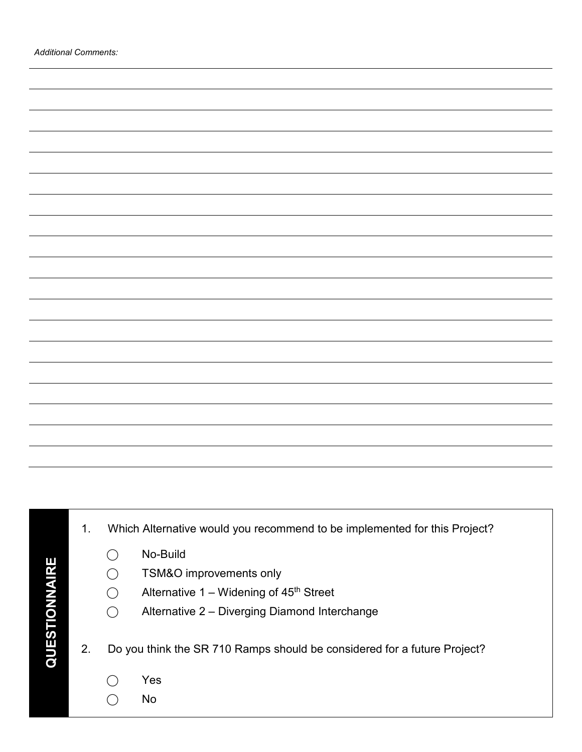*Additional Comments:*

**QUESTIONNAIRE**

1. Which Alternative would you recommend to be implemented for this Project?

   ◯ No-Build
   ◯ TSM&O improvements only
   ◯ Alternative 1 – Widening of 45th Street
   ◯ Alternative 2 – Diverging Diamond Interchange

2. Do you think the SR 710 Ramps should be considered for a future Project?

   ◯ Yes
   ◯ No